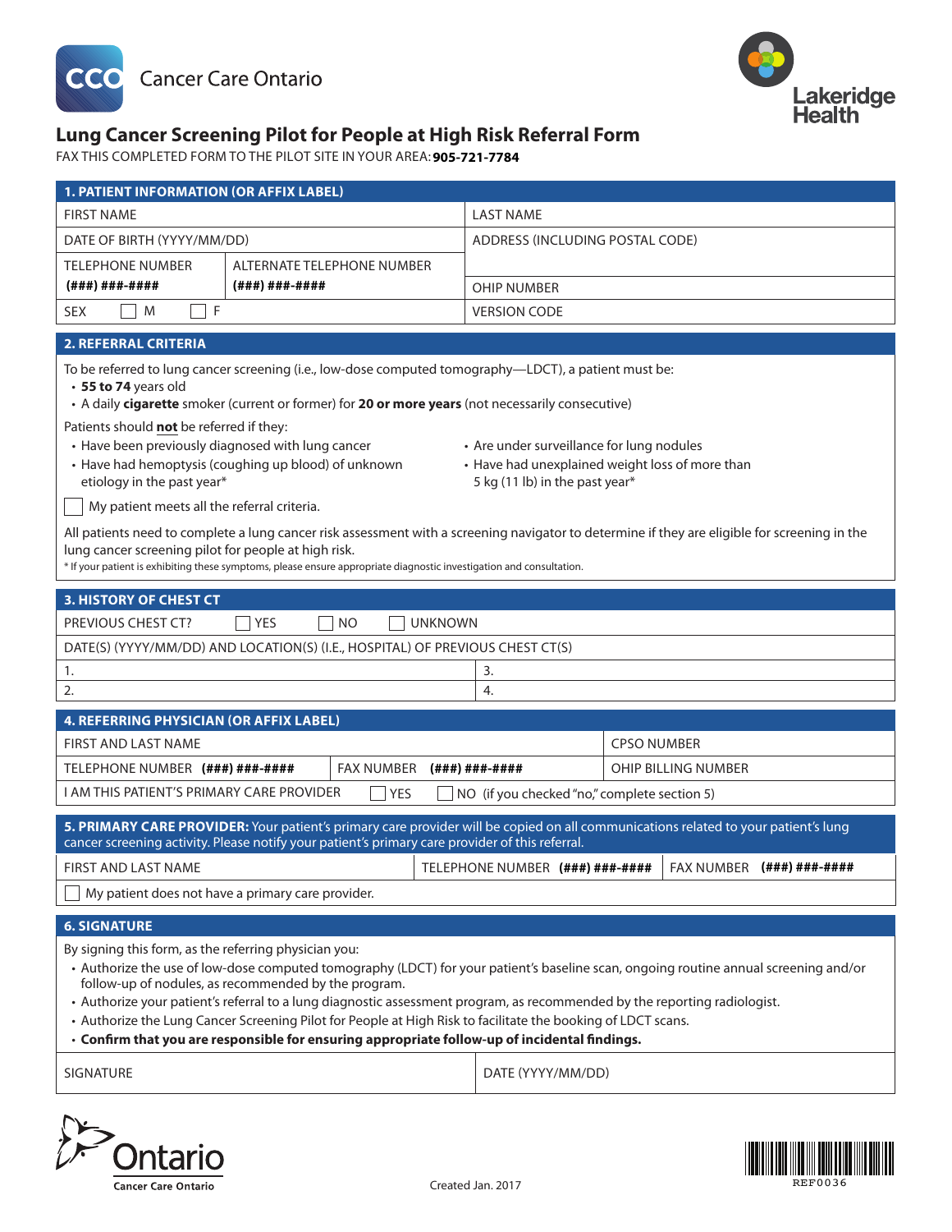Cancer Care Ontario

Lakeridge Health

# Lung Cancer Screening Pilot for People at High Risk Referral Form

FAX THIS COMPLETED FORM TO THE PILOT SITE IN YOUR AREA: **905-721-7784**

## 1. PATIENT INFORMATION (OR AFFIX LABEL)

| | | |
|---|---|---|
| FIRST NAME | | LAST NAME |
| DATE OF BIRTH (YYYY/MM/DD) | | ADDRESS (INCLUDING POSTAL CODE) |
| TELEPHONE NUMBER **(###) ###-####** | ALTERNATE TELEPHONE NUMBER **(###) ###-####** | OHIP NUMBER |
| SEX ☐ M ☐ F | | VERSION CODE |

## 2. REFERRAL CRITERIA

To be referred to lung cancer screening (i.e., low-dose computed tomography—LDCT), a patient must be:

- **55 to 74** years old
- A daily **cigarette** smoker (current or former) for **20 or more years** (not necessarily consecutive)

Patients should **not** be referred if they:

- Have been previously diagnosed with lung cancer
- Have had hemoptysis (coughing up blood) of unknown etiology in the past year*
- Are under surveillance for lung nodules
- Have had unexplained weight loss of more than 5 kg (11 lb) in the past year*

☐ My patient meets all the referral criteria.

All patients need to complete a lung cancer risk assessment with a screening navigator to determine if they are eligible for screening in the lung cancer screening pilot for people at high risk.

\* If your patient is exhibiting these symptoms, please ensure appropriate diagnostic investigation and consultation.

## 3. HISTORY OF CHEST CT

PREVIOUS CHEST CT? ☐ YES ☐ NO ☐ UNKNOWN

DATE(S) (YYYY/MM/DD) AND LOCATION(S) (I.E., HOSPITAL) OF PREVIOUS CHEST CT(S)

| | |
|---|---|
| 1. | 3. |
| 2. | 4. |

## 4. REFERRING PHYSICIAN (OR AFFIX LABEL)

| | | |
|---|---|---|
| FIRST AND LAST NAME | | CPSO NUMBER |
| TELEPHONE NUMBER **(###) ###-####** | FAX NUMBER **(###) ###-####** | OHIP BILLING NUMBER |

I AM THIS PATIENT'S PRIMARY CARE PROVIDER ☐ YES ☐ NO (if you checked "no," complete section 5)

## 5. PRIMARY CARE PROVIDER:

Your patient's primary care provider will be copied on all communications related to your patient's lung cancer screening activity. Please notify your patient's primary care provider of this referral.

| | | |
|---|---|---|
| FIRST AND LAST NAME | TELEPHONE NUMBER **(###) ###-####** | FAX NUMBER **(###) ###-####** |

☐ My patient does not have a primary care provider.

## 6. SIGNATURE

By signing this form, as the referring physician you:

- Authorize the use of low-dose computed tomography (LDCT) for your patient's baseline scan, ongoing routine annual screening and/or follow-up of nodules, as recommended by the program.
- Authorize your patient's referral to a lung diagnostic assessment program, as recommended by the reporting radiologist.
- Authorize the Lung Cancer Screening Pilot for People at High Risk to facilitate the booking of LDCT scans.
- **Confirm that you are responsible for ensuring appropriate follow-up of incidental findings.**

| | |
|---|---|
| SIGNATURE | DATE (YYYY/MM/DD) |

Ontario

Cancer Care Ontario

Created Jan. 2017

REF0036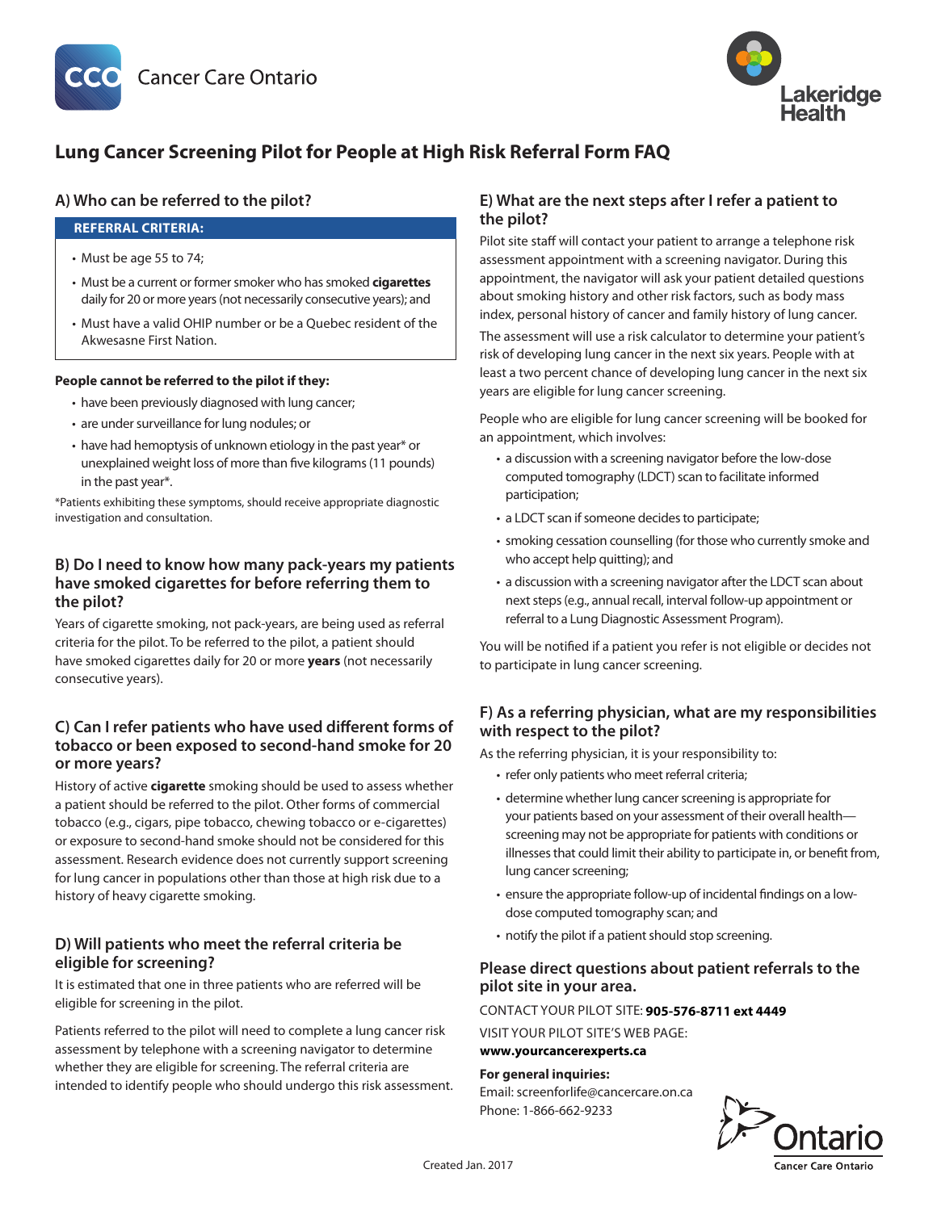Cancer Care Ontario

Lakeridge Health

# Lung Cancer Screening Pilot for People at High Risk Referral Form FAQ

## A) Who can be referred to the pilot?

**REFERRAL CRITERIA:**

- Must be age 55 to 74;
- Must be a current or former smoker who has smoked **cigarettes** daily for 20 or more years (not necessarily consecutive years); and
- Must have a valid OHIP number or be a Quebec resident of the Akwesasne First Nation.

**People cannot be referred to the pilot if they:**

- have been previously diagnosed with lung cancer;
- are under surveillance for lung nodules; or
- have had hemoptysis of unknown etiology in the past year* or unexplained weight loss of more than five kilograms (11 pounds) in the past year*.

*Patients exhibiting these symptoms, should receive appropriate diagnostic investigation and consultation.

## B) Do I need to know how many pack-years my patients have smoked cigarettes for before referring them to the pilot?

Years of cigarette smoking, not pack-years, are being used as referral criteria for the pilot. To be referred to the pilot, a patient should have smoked cigarettes daily for 20 or more **years** (not necessarily consecutive years).

## C) Can I refer patients who have used different forms of tobacco or been exposed to second-hand smoke for 20 or more years?

History of active **cigarette** smoking should be used to assess whether a patient should be referred to the pilot. Other forms of commercial tobacco (e.g., cigars, pipe tobacco, chewing tobacco or e-cigarettes) or exposure to second-hand smoke should not be considered for this assessment. Research evidence does not currently support screening for lung cancer in populations other than those at high risk due to a history of heavy cigarette smoking.

## D) Will patients who meet the referral criteria be eligible for screening?

It is estimated that one in three patients who are referred will be eligible for screening in the pilot.

Patients referred to the pilot will need to complete a lung cancer risk assessment by telephone with a screening navigator to determine whether they are eligible for screening. The referral criteria are intended to identify people who should undergo this risk assessment.

## E) What are the next steps after I refer a patient to the pilot?

Pilot site staff will contact your patient to arrange a telephone risk assessment appointment with a screening navigator. During this appointment, the navigator will ask your patient detailed questions about smoking history and other risk factors, such as body mass index, personal history of cancer and family history of lung cancer.

The assessment will use a risk calculator to determine your patient's risk of developing lung cancer in the next six years. People with at least a two percent chance of developing lung cancer in the next six years are eligible for lung cancer screening.

People who are eligible for lung cancer screening will be booked for an appointment, which involves:

- a discussion with a screening navigator before the low-dose computed tomography (LDCT) scan to facilitate informed participation;
- a LDCT scan if someone decides to participate;
- smoking cessation counselling (for those who currently smoke and who accept help quitting); and
- a discussion with a screening navigator after the LDCT scan about next steps (e.g., annual recall, interval follow-up appointment or referral to a Lung Diagnostic Assessment Program).

You will be notified if a patient you refer is not eligible or decides not to participate in lung cancer screening.

## F) As a referring physician, what are my responsibilities with respect to the pilot?

As the referring physician, it is your responsibility to:

- refer only patients who meet referral criteria;
- determine whether lung cancer screening is appropriate for your patients based on your assessment of their overall health—screening may not be appropriate for patients with conditions or illnesses that could limit their ability to participate in, or benefit from, lung cancer screening;
- ensure the appropriate follow-up of incidental findings on a low-dose computed tomography scan; and
- notify the pilot if a patient should stop screening.

## Please direct questions about patient referrals to the pilot site in your area.

CONTACT YOUR PILOT SITE: **905-576-8711 ext 4449**

VISIT YOUR PILOT SITE'S WEB PAGE:
**www.yourcancerexperts.ca**

**For general inquiries:**
Email: screenforlife@cancercare.on.ca
Phone: 1-866-662-9233

Ontario
Cancer Care Ontario

Created Jan. 2017